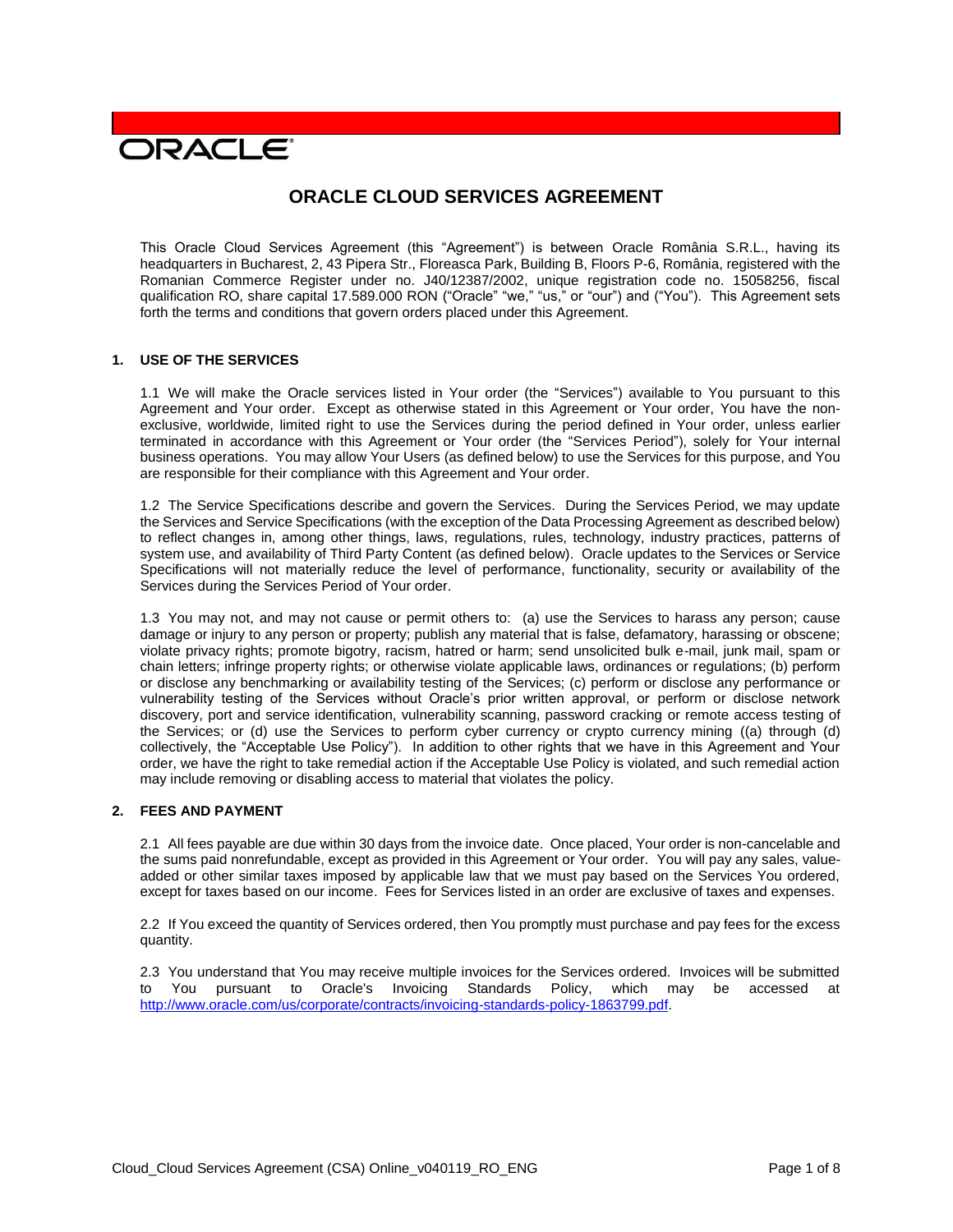ORACLE

# ORACLE CLOUD SERVICES AGREEMENT

This Oracle Cloud Services Agreement (this "Agreement") is between Oracle România S.R.L., having its headquarters in Bucharest, 2, 43 Pipera Str., Floreasca Park, Building B, Floors P-6, România, registered with the Romanian Commerce Register under no. J40/12387/2002, unique registration code no. 15058256, fiscal qualification RO, share capital 17.589.000 RON ("Oracle" "we," "us," or "our") and ("You"). This Agreement sets forth the terms and conditions that govern orders placed under this Agreement.

## 1. USE OF THE SERVICES

1.1 We will make the Oracle services listed in Your order (the "Services") available to You pursuant to this Agreement and Your order. Except as otherwise stated in this Agreement or Your order, You have the non-exclusive, worldwide, limited right to use the Services during the period defined in Your order, unless earlier terminated in accordance with this Agreement or Your order (the "Services Period"), solely for Your internal business operations. You may allow Your Users (as defined below) to use the Services for this purpose, and You are responsible for their compliance with this Agreement and Your order.

1.2 The Service Specifications describe and govern the Services. During the Services Period, we may update the Services and Service Specifications (with the exception of the Data Processing Agreement as described below) to reflect changes in, among other things, laws, regulations, rules, technology, industry practices, patterns of system use, and availability of Third Party Content (as defined below). Oracle updates to the Services or Service Specifications will not materially reduce the level of performance, functionality, security or availability of the Services during the Services Period of Your order.

1.3 You may not, and may not cause or permit others to: (a) use the Services to harass any person; cause damage or injury to any person or property; publish any material that is false, defamatory, harassing or obscene; violate privacy rights; promote bigotry, racism, hatred or harm; send unsolicited bulk e-mail, junk mail, spam or chain letters; infringe property rights; or otherwise violate applicable laws, ordinances or regulations; (b) perform or disclose any benchmarking or availability testing of the Services; (c) perform or disclose any performance or vulnerability testing of the Services without Oracle's prior written approval, or perform or disclose network discovery, port and service identification, vulnerability scanning, password cracking or remote access testing of the Services; or (d) use the Services to perform cyber currency or crypto currency mining ((a) through (d) collectively, the "Acceptable Use Policy"). In addition to other rights that we have in this Agreement and Your order, we have the right to take remedial action if the Acceptable Use Policy is violated, and such remedial action may include removing or disabling access to material that violates the policy.

## 2. FEES AND PAYMENT

2.1 All fees payable are due within 30 days from the invoice date. Once placed, Your order is non-cancelable and the sums paid nonrefundable, except as provided in this Agreement or Your order. You will pay any sales, value-added or other similar taxes imposed by applicable law that we must pay based on the Services You ordered, except for taxes based on our income. Fees for Services listed in an order are exclusive of taxes and expenses.

2.2 If You exceed the quantity of Services ordered, then You promptly must purchase and pay fees for the excess quantity.

2.3 You understand that You may receive multiple invoices for the Services ordered. Invoices will be submitted to You pursuant to Oracle's Invoicing Standards Policy, which may be accessed at http://www.oracle.com/us/corporate/contracts/invoicing-standards-policy-1863799.pdf.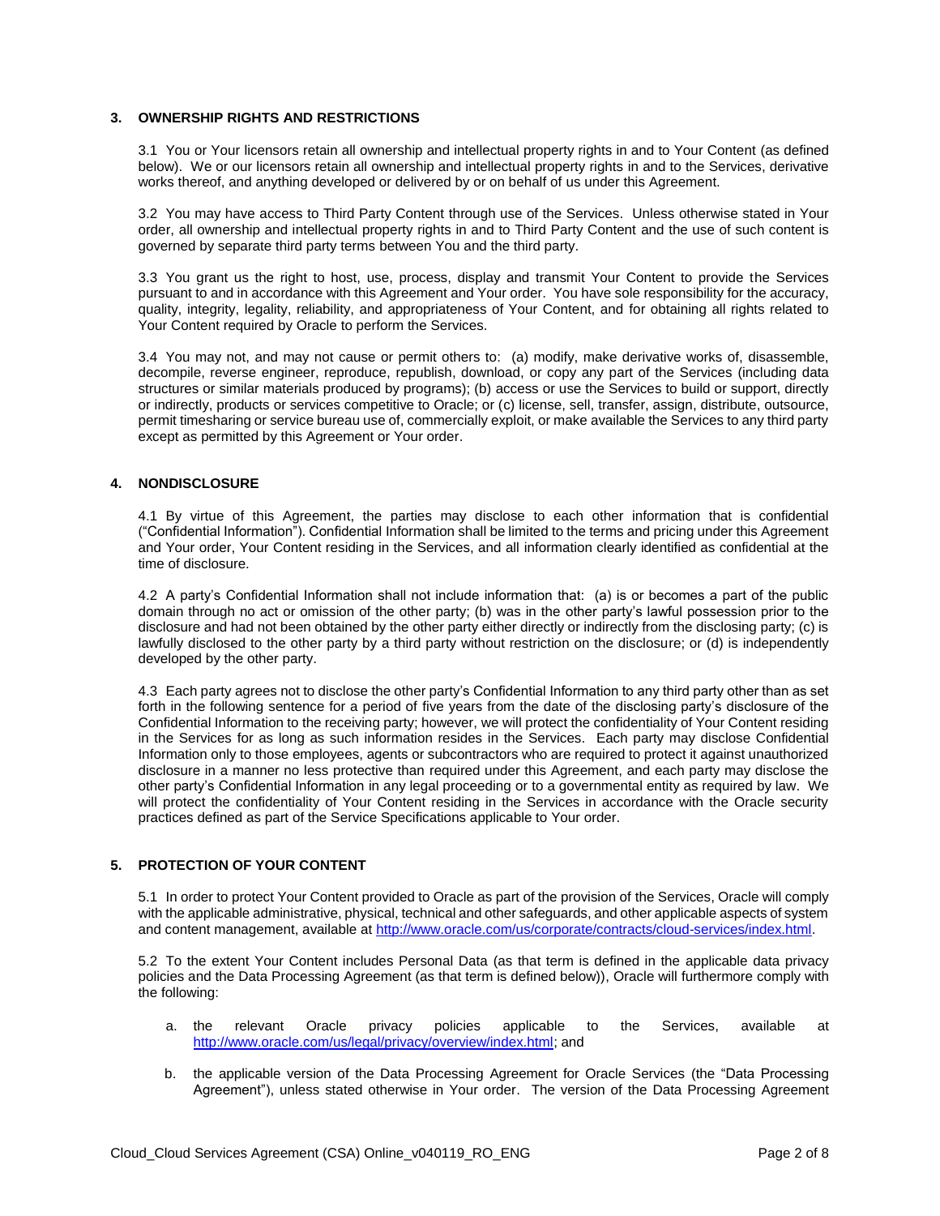## 3. OWNERSHIP RIGHTS AND RESTRICTIONS

3.1 You or Your licensors retain all ownership and intellectual property rights in and to Your Content (as defined below). We or our licensors retain all ownership and intellectual property rights in and to the Services, derivative works thereof, and anything developed or delivered by or on behalf of us under this Agreement.

3.2 You may have access to Third Party Content through use of the Services. Unless otherwise stated in Your order, all ownership and intellectual property rights in and to Third Party Content and the use of such content is governed by separate third party terms between You and the third party.

3.3 You grant us the right to host, use, process, display and transmit Your Content to provide the Services pursuant to and in accordance with this Agreement and Your order. You have sole responsibility for the accuracy, quality, integrity, legality, reliability, and appropriateness of Your Content, and for obtaining all rights related to Your Content required by Oracle to perform the Services.

3.4 You may not, and may not cause or permit others to: (a) modify, make derivative works of, disassemble, decompile, reverse engineer, reproduce, republish, download, or copy any part of the Services (including data structures or similar materials produced by programs); (b) access or use the Services to build or support, directly or indirectly, products or services competitive to Oracle; or (c) license, sell, transfer, assign, distribute, outsource, permit timesharing or service bureau use of, commercially exploit, or make available the Services to any third party except as permitted by this Agreement or Your order.

## 4. NONDISCLOSURE

4.1 By virtue of this Agreement, the parties may disclose to each other information that is confidential ("Confidential Information"). Confidential Information shall be limited to the terms and pricing under this Agreement and Your order, Your Content residing in the Services, and all information clearly identified as confidential at the time of disclosure.

4.2 A party's Confidential Information shall not include information that: (a) is or becomes a part of the public domain through no act or omission of the other party; (b) was in the other party's lawful possession prior to the disclosure and had not been obtained by the other party either directly or indirectly from the disclosing party; (c) is lawfully disclosed to the other party by a third party without restriction on the disclosure; or (d) is independently developed by the other party.

4.3 Each party agrees not to disclose the other party's Confidential Information to any third party other than as set forth in the following sentence for a period of five years from the date of the disclosing party's disclosure of the Confidential Information to the receiving party; however, we will protect the confidentiality of Your Content residing in the Services for as long as such information resides in the Services. Each party may disclose Confidential Information only to those employees, agents or subcontractors who are required to protect it against unauthorized disclosure in a manner no less protective than required under this Agreement, and each party may disclose the other party's Confidential Information in any legal proceeding or to a governmental entity as required by law. We will protect the confidentiality of Your Content residing in the Services in accordance with the Oracle security practices defined as part of the Service Specifications applicable to Your order.

## 5. PROTECTION OF YOUR CONTENT

5.1 In order to protect Your Content provided to Oracle as part of the provision of the Services, Oracle will comply with the applicable administrative, physical, technical and other safeguards, and other applicable aspects of system and content management, available at [http://www.oracle.com/us/corporate/contracts/cloud-services/index.html](http://www.oracle.com/us/corporate/contracts/cloud-services/index.html).

5.2 To the extent Your Content includes Personal Data (as that term is defined in the applicable data privacy policies and the Data Processing Agreement (as that term is defined below)), Oracle will furthermore comply with the following:

a. the relevant Oracle privacy policies applicable to the Services, available at [http://www.oracle.com/us/legal/privacy/overview/index.html](http://www.oracle.com/us/legal/privacy/overview/index.html); and

b. the applicable version of the Data Processing Agreement for Oracle Services (the "Data Processing Agreement"), unless stated otherwise in Your order. The version of the Data Processing Agreement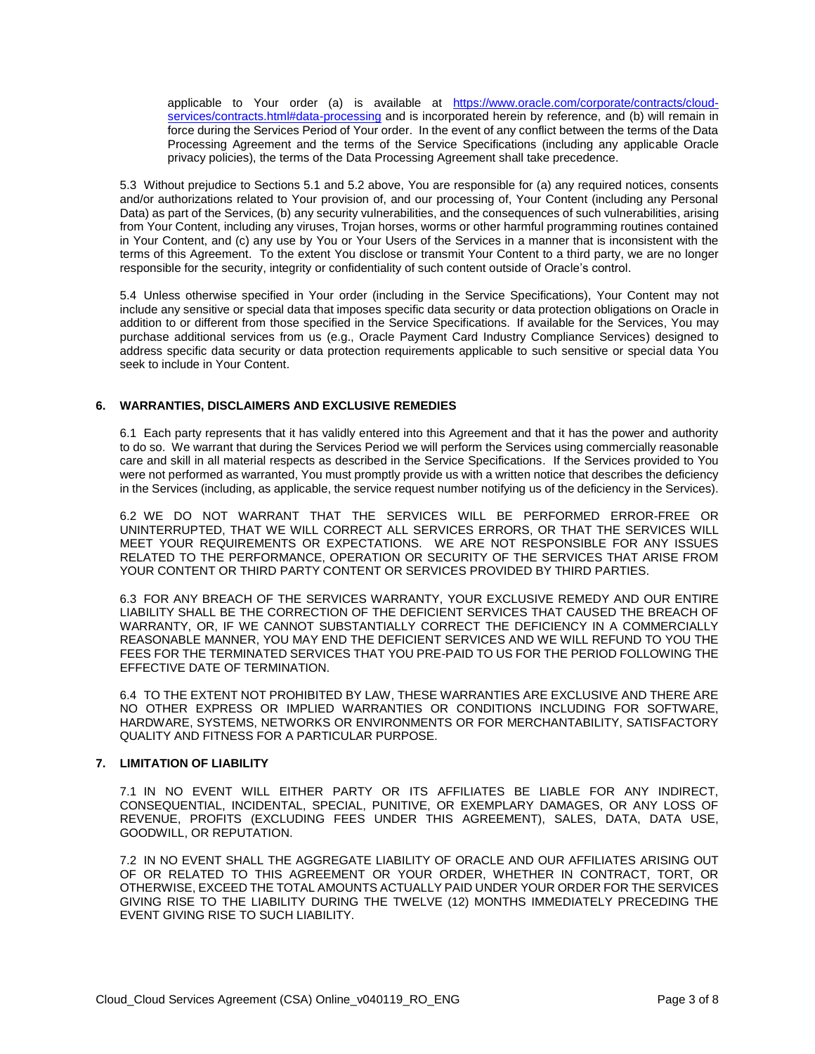applicable to Your order (a) is available at [https://www.oracle.com/corporate/contracts/cloud-services/contracts.html#data-processing](https://www.oracle.com/corporate/contracts/cloud-services/contracts.html#data-processing) and is incorporated herein by reference, and (b) will remain in force during the Services Period of Your order. In the event of any conflict between the terms of the Data Processing Agreement and the terms of the Service Specifications (including any applicable Oracle privacy policies), the terms of the Data Processing Agreement shall take precedence.

5.3 Without prejudice to Sections 5.1 and 5.2 above, You are responsible for (a) any required notices, consents and/or authorizations related to Your provision of, and our processing of, Your Content (including any Personal Data) as part of the Services, (b) any security vulnerabilities, and the consequences of such vulnerabilities, arising from Your Content, including any viruses, Trojan horses, worms or other harmful programming routines contained in Your Content, and (c) any use by You or Your Users of the Services in a manner that is inconsistent with the terms of this Agreement. To the extent You disclose or transmit Your Content to a third party, we are no longer responsible for the security, integrity or confidentiality of such content outside of Oracle's control.

5.4 Unless otherwise specified in Your order (including in the Service Specifications), Your Content may not include any sensitive or special data that imposes specific data security or data protection obligations on Oracle in addition to or different from those specified in the Service Specifications. If available for the Services, You may purchase additional services from us (e.g., Oracle Payment Card Industry Compliance Services) designed to address specific data security or data protection requirements applicable to such sensitive or special data You seek to include in Your Content.

## 6. WARRANTIES, DISCLAIMERS AND EXCLUSIVE REMEDIES

6.1 Each party represents that it has validly entered into this Agreement and that it has the power and authority to do so. We warrant that during the Services Period we will perform the Services using commercially reasonable care and skill in all material respects as described in the Service Specifications. If the Services provided to You were not performed as warranted, You must promptly provide us with a written notice that describes the deficiency in the Services (including, as applicable, the service request number notifying us of the deficiency in the Services).

6.2 WE DO NOT WARRANT THAT THE SERVICES WILL BE PERFORMED ERROR-FREE OR UNINTERRUPTED, THAT WE WILL CORRECT ALL SERVICES ERRORS, OR THAT THE SERVICES WILL MEET YOUR REQUIREMENTS OR EXPECTATIONS. WE ARE NOT RESPONSIBLE FOR ANY ISSUES RELATED TO THE PERFORMANCE, OPERATION OR SECURITY OF THE SERVICES THAT ARISE FROM YOUR CONTENT OR THIRD PARTY CONTENT OR SERVICES PROVIDED BY THIRD PARTIES.

6.3 FOR ANY BREACH OF THE SERVICES WARRANTY, YOUR EXCLUSIVE REMEDY AND OUR ENTIRE LIABILITY SHALL BE THE CORRECTION OF THE DEFICIENT SERVICES THAT CAUSED THE BREACH OF WARRANTY, OR, IF WE CANNOT SUBSTANTIALLY CORRECT THE DEFICIENCY IN A COMMERCIALLY REASONABLE MANNER, YOU MAY END THE DEFICIENT SERVICES AND WE WILL REFUND TO YOU THE FEES FOR THE TERMINATED SERVICES THAT YOU PRE-PAID TO US FOR THE PERIOD FOLLOWING THE EFFECTIVE DATE OF TERMINATION.

6.4 TO THE EXTENT NOT PROHIBITED BY LAW, THESE WARRANTIES ARE EXCLUSIVE AND THERE ARE NO OTHER EXPRESS OR IMPLIED WARRANTIES OR CONDITIONS INCLUDING FOR SOFTWARE, HARDWARE, SYSTEMS, NETWORKS OR ENVIRONMENTS OR FOR MERCHANTABILITY, SATISFACTORY QUALITY AND FITNESS FOR A PARTICULAR PURPOSE.

## 7. LIMITATION OF LIABILITY

7.1 IN NO EVENT WILL EITHER PARTY OR ITS AFFILIATES BE LIABLE FOR ANY INDIRECT, CONSEQUENTIAL, INCIDENTAL, SPECIAL, PUNITIVE, OR EXEMPLARY DAMAGES, OR ANY LOSS OF REVENUE, PROFITS (EXCLUDING FEES UNDER THIS AGREEMENT), SALES, DATA, DATA USE, GOODWILL, OR REPUTATION.

7.2 IN NO EVENT SHALL THE AGGREGATE LIABILITY OF ORACLE AND OUR AFFILIATES ARISING OUT OF OR RELATED TO THIS AGREEMENT OR YOUR ORDER, WHETHER IN CONTRACT, TORT, OR OTHERWISE, EXCEED THE TOTAL AMOUNTS ACTUALLY PAID UNDER YOUR ORDER FOR THE SERVICES GIVING RISE TO THE LIABILITY DURING THE TWELVE (12) MONTHS IMMEDIATELY PRECEDING THE EVENT GIVING RISE TO SUCH LIABILITY.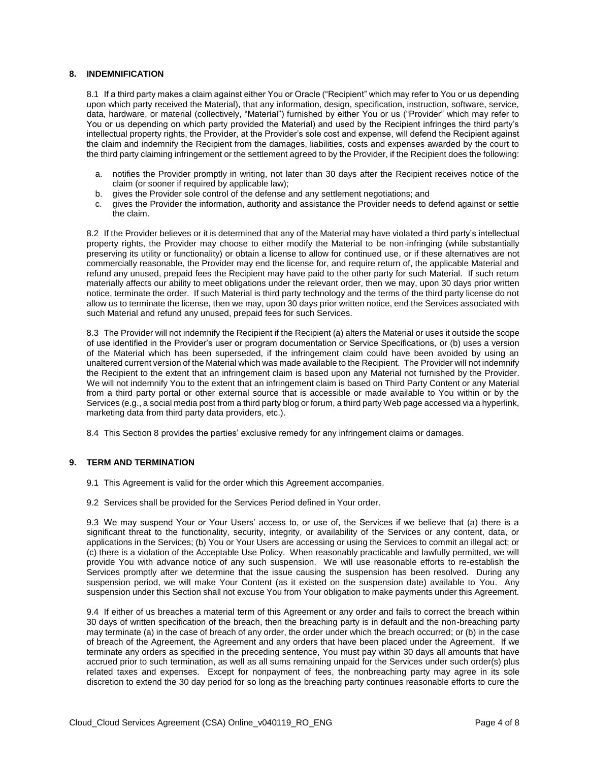## 8. INDEMNIFICATION

8.1 If a third party makes a claim against either You or Oracle ("Recipient" which may refer to You or us depending upon which party received the Material), that any information, design, specification, instruction, software, service, data, hardware, or material (collectively, "Material") furnished by either You or us ("Provider" which may refer to You or us depending on which party provided the Material) and used by the Recipient infringes the third party's intellectual property rights, the Provider, at the Provider's sole cost and expense, will defend the Recipient against the claim and indemnify the Recipient from the damages, liabilities, costs and expenses awarded by the court to the third party claiming infringement or the settlement agreed to by the Provider, if the Recipient does the following:

a. notifies the Provider promptly in writing, not later than 30 days after the Recipient receives notice of the claim (or sooner if required by applicable law);
b. gives the Provider sole control of the defense and any settlement negotiations; and
c. gives the Provider the information, authority and assistance the Provider needs to defend against or settle the claim.

8.2 If the Provider believes or it is determined that any of the Material may have violated a third party's intellectual property rights, the Provider may choose to either modify the Material to be non-infringing (while substantially preserving its utility or functionality) or obtain a license to allow for continued use, or if these alternatives are not commercially reasonable, the Provider may end the license for, and require return of, the applicable Material and refund any unused, prepaid fees the Recipient may have paid to the other party for such Material. If such return materially affects our ability to meet obligations under the relevant order, then we may, upon 30 days prior written notice, terminate the order. If such Material is third party technology and the terms of the third party license do not allow us to terminate the license, then we may, upon 30 days prior written notice, end the Services associated with such Material and refund any unused, prepaid fees for such Services.

8.3 The Provider will not indemnify the Recipient if the Recipient (a) alters the Material or uses it outside the scope of use identified in the Provider's user or program documentation or Service Specifications, or (b) uses a version of the Material which has been superseded, if the infringement claim could have been avoided by using an unaltered current version of the Material which was made available to the Recipient. The Provider will not indemnify the Recipient to the extent that an infringement claim is based upon any Material not furnished by the Provider. We will not indemnify You to the extent that an infringement claim is based on Third Party Content or any Material from a third party portal or other external source that is accessible or made available to You within or by the Services (e.g., a social media post from a third party blog or forum, a third party Web page accessed via a hyperlink, marketing data from third party data providers, etc.).

8.4 This Section 8 provides the parties' exclusive remedy for any infringement claims or damages.

## 9. TERM AND TERMINATION

9.1 This Agreement is valid for the order which this Agreement accompanies.

9.2 Services shall be provided for the Services Period defined in Your order.

9.3 We may suspend Your or Your Users' access to, or use of, the Services if we believe that (a) there is a significant threat to the functionality, security, integrity, or availability of the Services or any content, data, or applications in the Services; (b) You or Your Users are accessing or using the Services to commit an illegal act; or (c) there is a violation of the Acceptable Use Policy. When reasonably practicable and lawfully permitted, we will provide You with advance notice of any such suspension. We will use reasonable efforts to re-establish the Services promptly after we determine that the issue causing the suspension has been resolved. During any suspension period, we will make Your Content (as it existed on the suspension date) available to You. Any suspension under this Section shall not excuse You from Your obligation to make payments under this Agreement.

9.4 If either of us breaches a material term of this Agreement or any order and fails to correct the breach within 30 days of written specification of the breach, then the breaching party is in default and the non-breaching party may terminate (a) in the case of breach of any order, the order under which the breach occurred; or (b) in the case of breach of the Agreement, the Agreement and any orders that have been placed under the Agreement. If we terminate any orders as specified in the preceding sentence, You must pay within 30 days all amounts that have accrued prior to such termination, as well as all sums remaining unpaid for the Services under such order(s) plus related taxes and expenses. Except for nonpayment of fees, the nonbreaching party may agree in its sole discretion to extend the 30 day period for so long as the breaching party continues reasonable efforts to cure the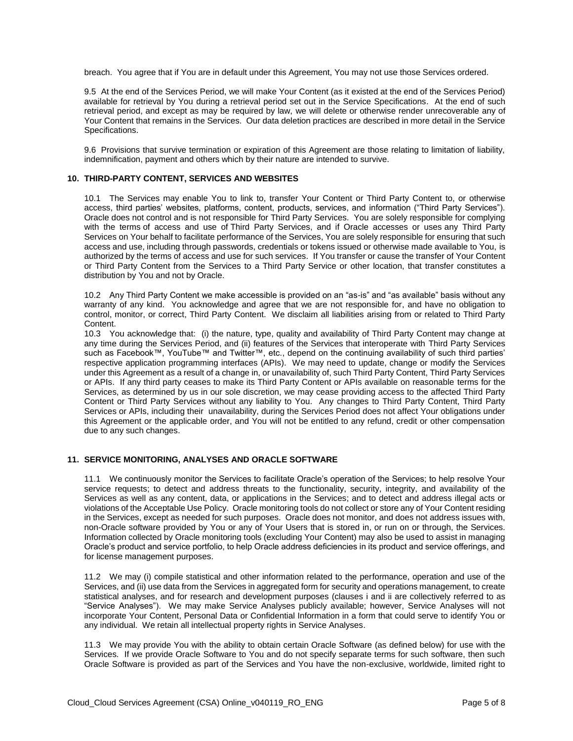breach. You agree that if You are in default under this Agreement, You may not use those Services ordered.

9.5 At the end of the Services Period, we will make Your Content (as it existed at the end of the Services Period) available for retrieval by You during a retrieval period set out in the Service Specifications. At the end of such retrieval period, and except as may be required by law, we will delete or otherwise render unrecoverable any of Your Content that remains in the Services. Our data deletion practices are described in more detail in the Service Specifications.

9.6 Provisions that survive termination or expiration of this Agreement are those relating to limitation of liability, indemnification, payment and others which by their nature are intended to survive.

## 10. THIRD-PARTY CONTENT, SERVICES AND WEBSITES

10.1 The Services may enable You to link to, transfer Your Content or Third Party Content to, or otherwise access, third parties' websites, platforms, content, products, services, and information ("Third Party Services"). Oracle does not control and is not responsible for Third Party Services. You are solely responsible for complying with the terms of access and use of Third Party Services, and if Oracle accesses or uses any Third Party Services on Your behalf to facilitate performance of the Services, You are solely responsible for ensuring that such access and use, including through passwords, credentials or tokens issued or otherwise made available to You, is authorized by the terms of access and use for such services. If You transfer or cause the transfer of Your Content or Third Party Content from the Services to a Third Party Service or other location, that transfer constitutes a distribution by You and not by Oracle.

10.2 Any Third Party Content we make accessible is provided on an "as-is" and "as available" basis without any warranty of any kind. You acknowledge and agree that we are not responsible for, and have no obligation to control, monitor, or correct, Third Party Content. We disclaim all liabilities arising from or related to Third Party Content.

10.3 You acknowledge that: (i) the nature, type, quality and availability of Third Party Content may change at any time during the Services Period, and (ii) features of the Services that interoperate with Third Party Services such as Facebook™, YouTube™ and Twitter™, etc., depend on the continuing availability of such third parties' respective application programming interfaces (APIs). We may need to update, change or modify the Services under this Agreement as a result of a change in, or unavailability of, such Third Party Content, Third Party Services or APIs. If any third party ceases to make its Third Party Content or APIs available on reasonable terms for the Services, as determined by us in our sole discretion, we may cease providing access to the affected Third Party Content or Third Party Services without any liability to You. Any changes to Third Party Content, Third Party Services or APIs, including their unavailability, during the Services Period does not affect Your obligations under this Agreement or the applicable order, and You will not be entitled to any refund, credit or other compensation due to any such changes.

## 11. SERVICE MONITORING, ANALYSES AND ORACLE SOFTWARE

11.1 We continuously monitor the Services to facilitate Oracle's operation of the Services; to help resolve Your service requests; to detect and address threats to the functionality, security, integrity, and availability of the Services as well as any content, data, or applications in the Services; and to detect and address illegal acts or violations of the Acceptable Use Policy. Oracle monitoring tools do not collect or store any of Your Content residing in the Services, except as needed for such purposes. Oracle does not monitor, and does not address issues with, non-Oracle software provided by You or any of Your Users that is stored in, or run on or through, the Services. Information collected by Oracle monitoring tools (excluding Your Content) may also be used to assist in managing Oracle's product and service portfolio, to help Oracle address deficiencies in its product and service offerings, and for license management purposes.

11.2 We may (i) compile statistical and other information related to the performance, operation and use of the Services, and (ii) use data from the Services in aggregated form for security and operations management, to create statistical analyses, and for research and development purposes (clauses i and ii are collectively referred to as "Service Analyses"). We may make Service Analyses publicly available; however, Service Analyses will not incorporate Your Content, Personal Data or Confidential Information in a form that could serve to identify You or any individual. We retain all intellectual property rights in Service Analyses.

11.3 We may provide You with the ability to obtain certain Oracle Software (as defined below) for use with the Services. If we provide Oracle Software to You and do not specify separate terms for such software, then such Oracle Software is provided as part of the Services and You have the non-exclusive, worldwide, limited right to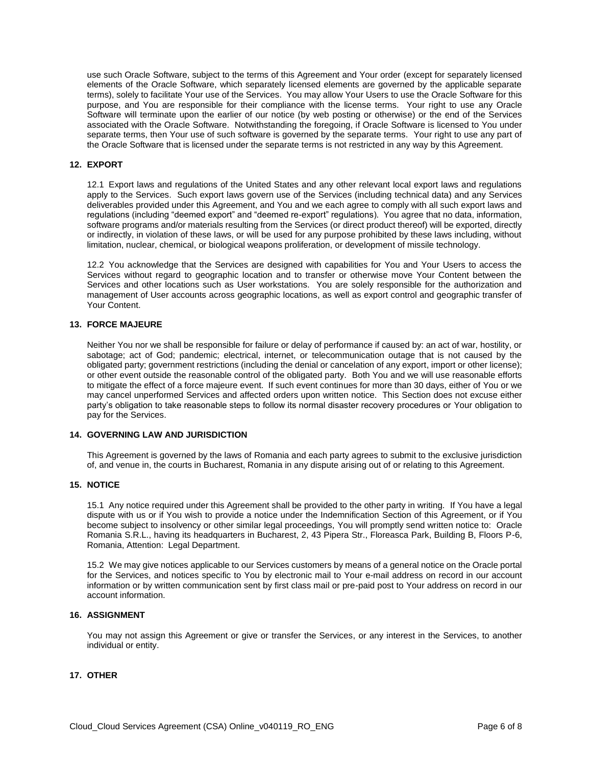use such Oracle Software, subject to the terms of this Agreement and Your order (except for separately licensed elements of the Oracle Software, which separately licensed elements are governed by the applicable separate terms), solely to facilitate Your use of the Services. You may allow Your Users to use the Oracle Software for this purpose, and You are responsible for their compliance with the license terms. Your right to use any Oracle Software will terminate upon the earlier of our notice (by web posting or otherwise) or the end of the Services associated with the Oracle Software. Notwithstanding the foregoing, if Oracle Software is licensed to You under separate terms, then Your use of such software is governed by the separate terms. Your right to use any part of the Oracle Software that is licensed under the separate terms is not restricted in any way by this Agreement.

## 12. EXPORT

12.1 Export laws and regulations of the United States and any other relevant local export laws and regulations apply to the Services. Such export laws govern use of the Services (including technical data) and any Services deliverables provided under this Agreement, and You and we each agree to comply with all such export laws and regulations (including "deemed export" and "deemed re-export" regulations). You agree that no data, information, software programs and/or materials resulting from the Services (or direct product thereof) will be exported, directly or indirectly, in violation of these laws, or will be used for any purpose prohibited by these laws including, without limitation, nuclear, chemical, or biological weapons proliferation, or development of missile technology.

12.2 You acknowledge that the Services are designed with capabilities for You and Your Users to access the Services without regard to geographic location and to transfer or otherwise move Your Content between the Services and other locations such as User workstations. You are solely responsible for the authorization and management of User accounts across geographic locations, as well as export control and geographic transfer of Your Content.

## 13. FORCE MAJEURE

Neither You nor we shall be responsible for failure or delay of performance if caused by: an act of war, hostility, or sabotage; act of God; pandemic; electrical, internet, or telecommunication outage that is not caused by the obligated party; government restrictions (including the denial or cancelation of any export, import or other license); or other event outside the reasonable control of the obligated party. Both You and we will use reasonable efforts to mitigate the effect of a force majeure event. If such event continues for more than 30 days, either of You or we may cancel unperformed Services and affected orders upon written notice. This Section does not excuse either party's obligation to take reasonable steps to follow its normal disaster recovery procedures or Your obligation to pay for the Services.

## 14. GOVERNING LAW AND JURISDICTION

This Agreement is governed by the laws of Romania and each party agrees to submit to the exclusive jurisdiction of, and venue in, the courts in Bucharest, Romania in any dispute arising out of or relating to this Agreement.

## 15. NOTICE

15.1 Any notice required under this Agreement shall be provided to the other party in writing. If You have a legal dispute with us or if You wish to provide a notice under the Indemnification Section of this Agreement, or if You become subject to insolvency or other similar legal proceedings, You will promptly send written notice to: Oracle Romania S.R.L., having its headquarters in Bucharest, 2, 43 Pipera Str., Floreasca Park, Building B, Floors P-6, Romania, Attention: Legal Department.

15.2 We may give notices applicable to our Services customers by means of a general notice on the Oracle portal for the Services, and notices specific to You by electronic mail to Your e-mail address on record in our account information or by written communication sent by first class mail or pre-paid post to Your address on record in our account information.

## 16. ASSIGNMENT

You may not assign this Agreement or give or transfer the Services, or any interest in the Services, to another individual or entity.

## 17. OTHER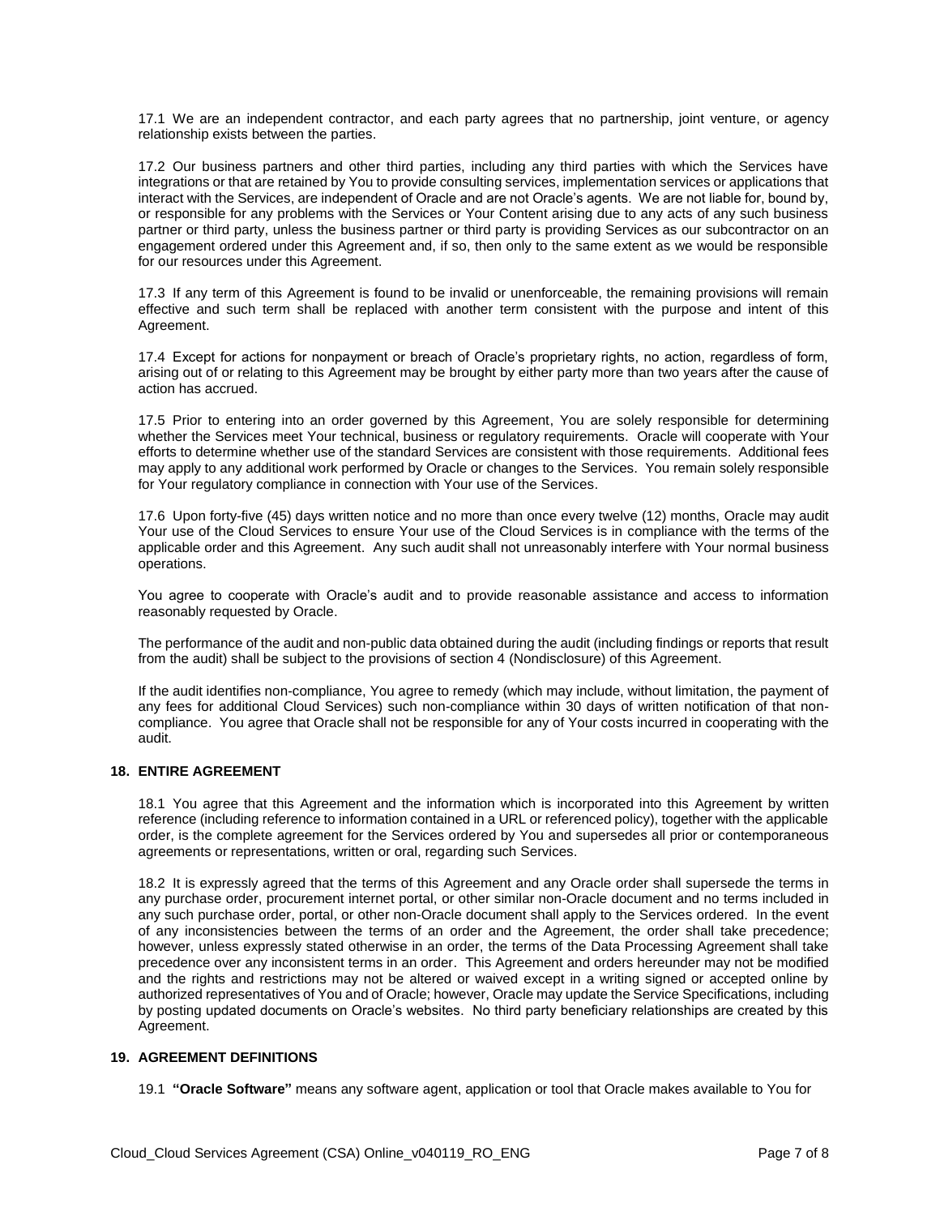17.1 We are an independent contractor, and each party agrees that no partnership, joint venture, or agency relationship exists between the parties.

17.2 Our business partners and other third parties, including any third parties with which the Services have integrations or that are retained by You to provide consulting services, implementation services or applications that interact with the Services, are independent of Oracle and are not Oracle's agents. We are not liable for, bound by, or responsible for any problems with the Services or Your Content arising due to any acts of any such business partner or third party, unless the business partner or third party is providing Services as our subcontractor on an engagement ordered under this Agreement and, if so, then only to the same extent as we would be responsible for our resources under this Agreement.

17.3 If any term of this Agreement is found to be invalid or unenforceable, the remaining provisions will remain effective and such term shall be replaced with another term consistent with the purpose and intent of this Agreement.

17.4 Except for actions for nonpayment or breach of Oracle's proprietary rights, no action, regardless of form, arising out of or relating to this Agreement may be brought by either party more than two years after the cause of action has accrued.

17.5 Prior to entering into an order governed by this Agreement, You are solely responsible for determining whether the Services meet Your technical, business or regulatory requirements. Oracle will cooperate with Your efforts to determine whether use of the standard Services are consistent with those requirements. Additional fees may apply to any additional work performed by Oracle or changes to the Services. You remain solely responsible for Your regulatory compliance in connection with Your use of the Services.

17.6 Upon forty-five (45) days written notice and no more than once every twelve (12) months, Oracle may audit Your use of the Cloud Services to ensure Your use of the Cloud Services is in compliance with the terms of the applicable order and this Agreement. Any such audit shall not unreasonably interfere with Your normal business operations.

You agree to cooperate with Oracle's audit and to provide reasonable assistance and access to information reasonably requested by Oracle.

The performance of the audit and non-public data obtained during the audit (including findings or reports that result from the audit) shall be subject to the provisions of section 4 (Nondisclosure) of this Agreement.

If the audit identifies non-compliance, You agree to remedy (which may include, without limitation, the payment of any fees for additional Cloud Services) such non-compliance within 30 days of written notification of that non-compliance. You agree that Oracle shall not be responsible for any of Your costs incurred in cooperating with the audit.

## 18. ENTIRE AGREEMENT

18.1 You agree that this Agreement and the information which is incorporated into this Agreement by written reference (including reference to information contained in a URL or referenced policy), together with the applicable order, is the complete agreement for the Services ordered by You and supersedes all prior or contemporaneous agreements or representations, written or oral, regarding such Services.

18.2 It is expressly agreed that the terms of this Agreement and any Oracle order shall supersede the terms in any purchase order, procurement internet portal, or other similar non-Oracle document and no terms included in any such purchase order, portal, or other non-Oracle document shall apply to the Services ordered. In the event of any inconsistencies between the terms of an order and the Agreement, the order shall take precedence; however, unless expressly stated otherwise in an order, the terms of the Data Processing Agreement shall take precedence over any inconsistent terms in an order. This Agreement and orders hereunder may not be modified and the rights and restrictions may not be altered or waived except in a writing signed or accepted online by authorized representatives of You and of Oracle; however, Oracle may update the Service Specifications, including by posting updated documents on Oracle's websites. No third party beneficiary relationships are created by this Agreement.

## 19. AGREEMENT DEFINITIONS

19.1 **"Oracle Software"** means any software agent, application or tool that Oracle makes available to You for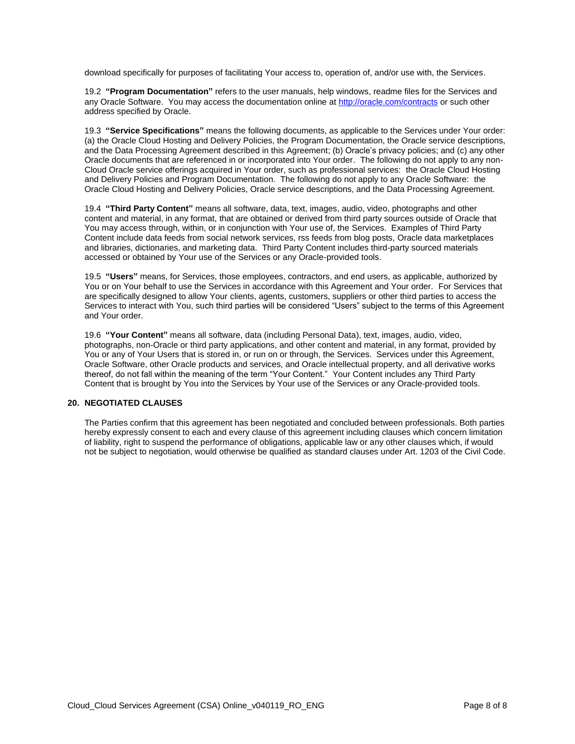download specifically for purposes of facilitating Your access to, operation of, and/or use with, the Services.

19.2 **"Program Documentation"** refers to the user manuals, help windows, readme files for the Services and any Oracle Software. You may access the documentation online at http://oracle.com/contracts or such other address specified by Oracle.

19.3 **"Service Specifications"** means the following documents, as applicable to the Services under Your order: (a) the Oracle Cloud Hosting and Delivery Policies, the Program Documentation, the Oracle service descriptions, and the Data Processing Agreement described in this Agreement; (b) Oracle's privacy policies; and (c) any other Oracle documents that are referenced in or incorporated into Your order. The following do not apply to any non-Cloud Oracle service offerings acquired in Your order, such as professional services: the Oracle Cloud Hosting and Delivery Policies and Program Documentation. The following do not apply to any Oracle Software: the Oracle Cloud Hosting and Delivery Policies, Oracle service descriptions, and the Data Processing Agreement.

19.4 **"Third Party Content"** means all software, data, text, images, audio, video, photographs and other content and material, in any format, that are obtained or derived from third party sources outside of Oracle that You may access through, within, or in conjunction with Your use of, the Services. Examples of Third Party Content include data feeds from social network services, rss feeds from blog posts, Oracle data marketplaces and libraries, dictionaries, and marketing data. Third Party Content includes third-party sourced materials accessed or obtained by Your use of the Services or any Oracle-provided tools.

19.5 **"Users"** means, for Services, those employees, contractors, and end users, as applicable, authorized by You or on Your behalf to use the Services in accordance with this Agreement and Your order. For Services that are specifically designed to allow Your clients, agents, customers, suppliers or other third parties to access the Services to interact with You, such third parties will be considered "Users" subject to the terms of this Agreement and Your order.

19.6 **"Your Content"** means all software, data (including Personal Data), text, images, audio, video, photographs, non-Oracle or third party applications, and other content and material, in any format, provided by You or any of Your Users that is stored in, or run on or through, the Services. Services under this Agreement, Oracle Software, other Oracle products and services, and Oracle intellectual property, and all derivative works thereof, do not fall within the meaning of the term "Your Content." Your Content includes any Third Party Content that is brought by You into the Services by Your use of the Services or any Oracle-provided tools.

## 20. NEGOTIATED CLAUSES

The Parties confirm that this agreement has been negotiated and concluded between professionals. Both parties hereby expressly consent to each and every clause of this agreement including clauses which concern limitation of liability, right to suspend the performance of obligations, applicable law or any other clauses which, if would not be subject to negotiation, would otherwise be qualified as standard clauses under Art. 1203 of the Civil Code.